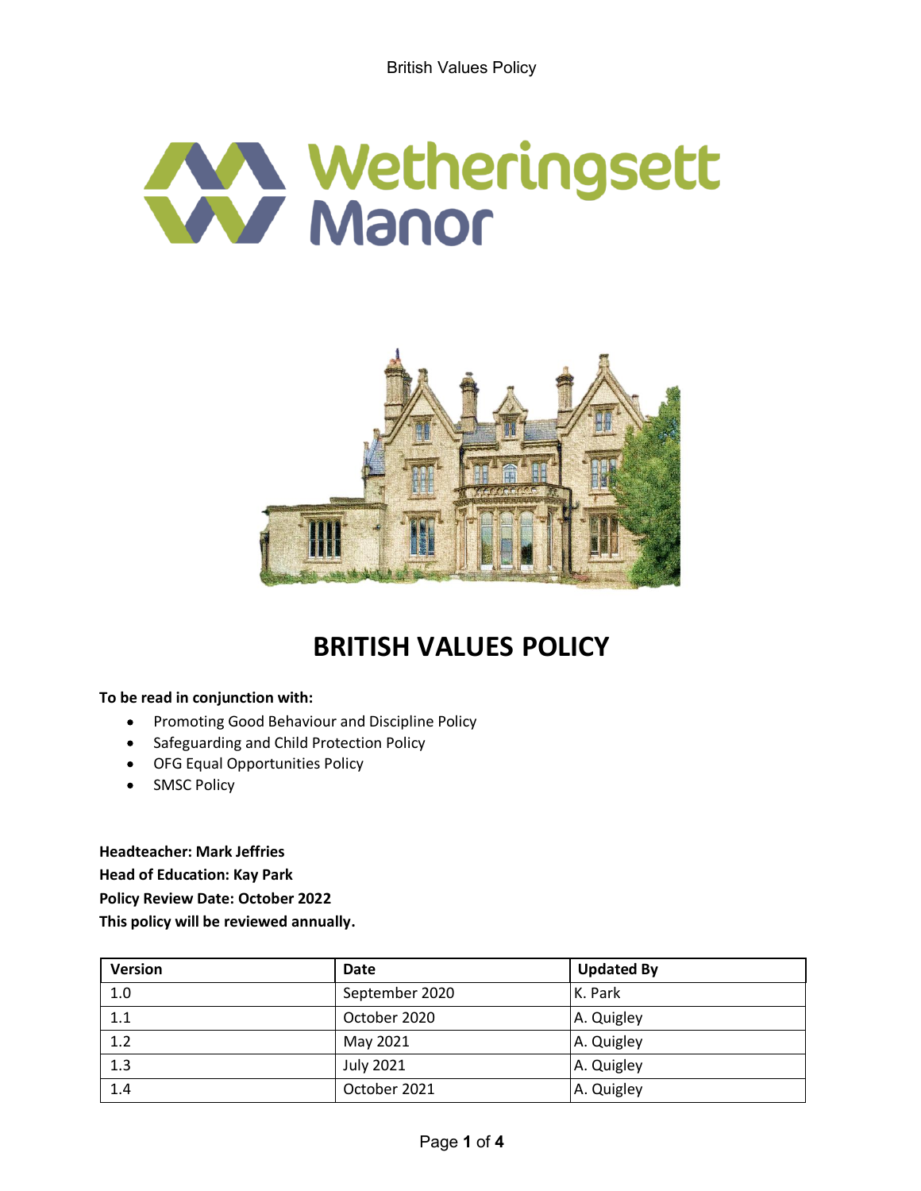Wetheringsett Manor

# BRITISH VALUES POLICY

**To be read in conjunction with:**

- Promoting Good Behaviour and Discipline Policy
- Safeguarding and Child Protection Policy
- OFG Equal Opportunities Policy
- SMSC Policy

**Headteacher: Mark Jeffries**
**Head of Education: Kay Park**
**Policy Review Date: October 2022**
**This policy will be reviewed annually.**

| Version | Date | Updated By |
|---|---|---|
| 1.0 | September 2020 | K. Park |
| 1.1 | October 2020 | A. Quigley |
| 1.2 | May 2021 | A. Quigley |
| 1.3 | July 2021 | A. Quigley |
| 1.4 | October 2021 | A. Quigley |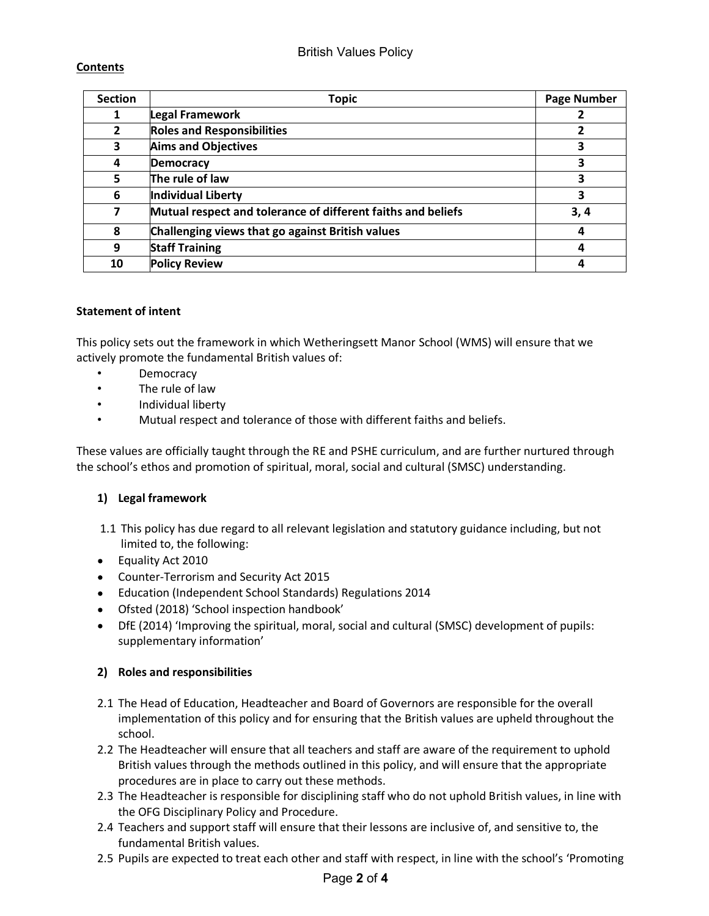**Contents**

| Section | Topic | Page Number |
|---|---|---|
| 1 | **Legal Framework** | 2 |
| 2 | **Roles and Responsibilities** | 2 |
| 3 | **Aims and Objectives** | 3 |
| 4 | **Democracy** | 3 |
| 5 | **The rule of law** | 3 |
| 6 | **Individual Liberty** | 3 |
| 7 | **Mutual respect and tolerance of different faiths and beliefs** | 3, 4 |
| 8 | **Challenging views that go against British values** | 4 |
| 9 | **Staff Training** | 4 |
| 10 | **Policy Review** | 4 |

**Statement of intent**

This policy sets out the framework in which Wetheringsett Manor School (WMS) will ensure that we actively promote the fundamental British values of:

- Democracy
- The rule of law
- Individual liberty
- Mutual respect and tolerance of those with different faiths and beliefs.

These values are officially taught through the RE and PSHE curriculum, and are further nurtured through the school's ethos and promotion of spiritual, moral, social and cultural (SMSC) understanding.

**1) Legal framework**

1.1 This policy has due regard to all relevant legislation and statutory guidance including, but not limited to, the following:

- Equality Act 2010
- Counter-Terrorism and Security Act 2015
- Education (Independent School Standards) Regulations 2014
- Ofsted (2018) 'School inspection handbook'
- DfE (2014) 'Improving the spiritual, moral, social and cultural (SMSC) development of pupils: supplementary information'

**2) Roles and responsibilities**

2.1 The Head of Education, Headteacher and Board of Governors are responsible for the overall implementation of this policy and for ensuring that the British values are upheld throughout the school.

2.2 The Headteacher will ensure that all teachers and staff are aware of the requirement to uphold British values through the methods outlined in this policy, and will ensure that the appropriate procedures are in place to carry out these methods.

2.3 The Headteacher is responsible for disciplining staff who do not uphold British values, in line with the OFG Disciplinary Policy and Procedure.

2.4 Teachers and support staff will ensure that their lessons are inclusive of, and sensitive to, the fundamental British values.

2.5 Pupils are expected to treat each other and staff with respect, in line with the school's 'Promoting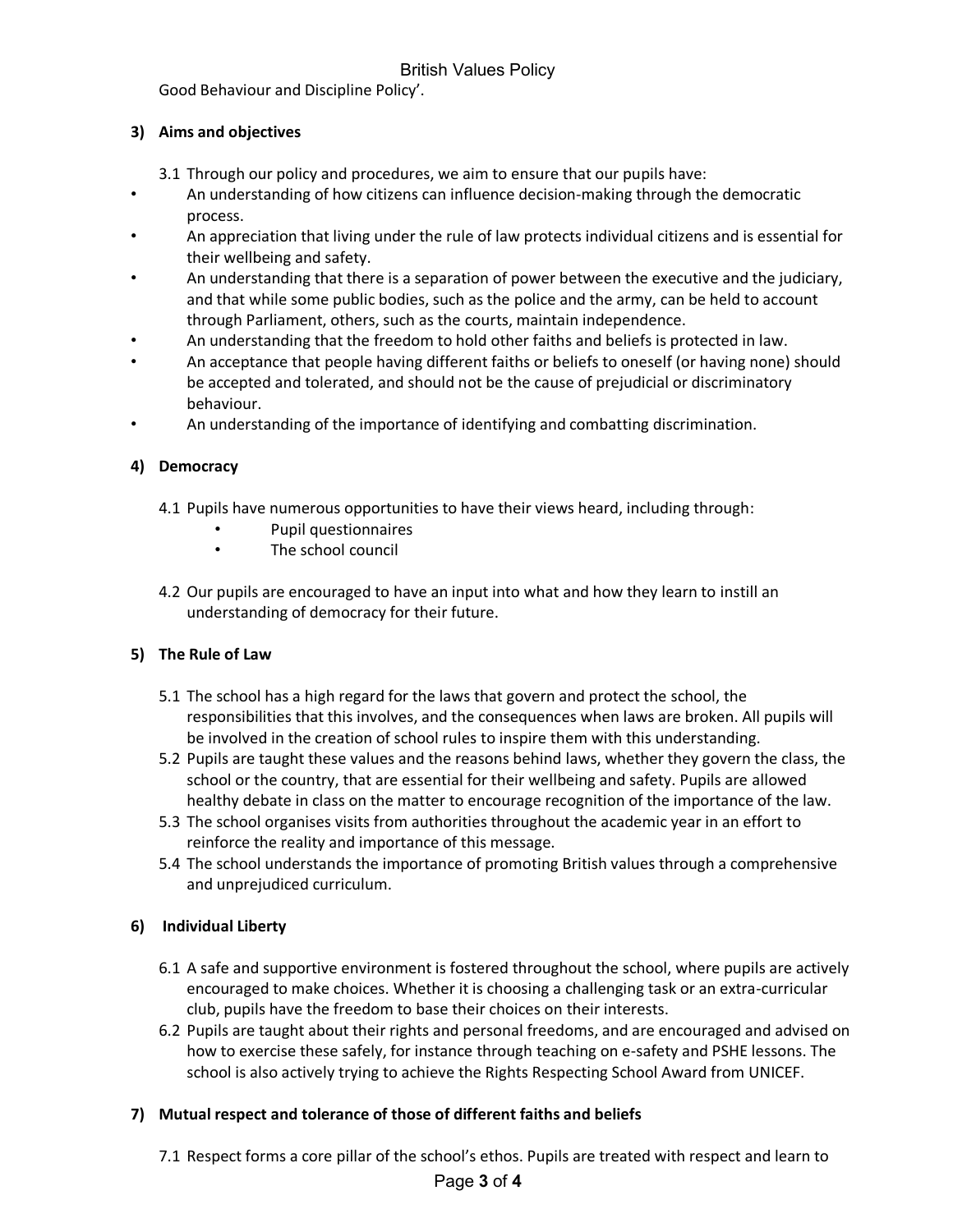Good Behaviour and Discipline Policy'.

## 3) Aims and objectives

3.1 Through our policy and procedures, we aim to ensure that our pupils have:

- An understanding of how citizens can influence decision-making through the democratic process.
- An appreciation that living under the rule of law protects individual citizens and is essential for their wellbeing and safety.
- An understanding that there is a separation of power between the executive and the judiciary, and that while some public bodies, such as the police and the army, can be held to account through Parliament, others, such as the courts, maintain independence.
- An understanding that the freedom to hold other faiths and beliefs is protected in law.
- An acceptance that people having different faiths or beliefs to oneself (or having none) should be accepted and tolerated, and should not be the cause of prejudicial or discriminatory behaviour.
- An understanding of the importance of identifying and combatting discrimination.

## 4) Democracy

4.1 Pupils have numerous opportunities to have their views heard, including through:

- Pupil questionnaires
- The school council

4.2 Our pupils are encouraged to have an input into what and how they learn to instill an understanding of democracy for their future.

## 5) The Rule of Law

5.1 The school has a high regard for the laws that govern and protect the school, the responsibilities that this involves, and the consequences when laws are broken. All pupils will be involved in the creation of school rules to inspire them with this understanding.

5.2 Pupils are taught these values and the reasons behind laws, whether they govern the class, the school or the country, that are essential for their wellbeing and safety. Pupils are allowed healthy debate in class on the matter to encourage recognition of the importance of the law.

5.3 The school organises visits from authorities throughout the academic year in an effort to reinforce the reality and importance of this message.

5.4 The school understands the importance of promoting British values through a comprehensive and unprejudiced curriculum.

## 6) Individual Liberty

6.1 A safe and supportive environment is fostered throughout the school, where pupils are actively encouraged to make choices. Whether it is choosing a challenging task or an extra-curricular club, pupils have the freedom to base their choices on their interests.

6.2 Pupils are taught about their rights and personal freedoms, and are encouraged and advised on how to exercise these safely, for instance through teaching on e-safety and PSHE lessons. The school is also actively trying to achieve the Rights Respecting School Award from UNICEF.

## 7) Mutual respect and tolerance of those of different faiths and beliefs

7.1 Respect forms a core pillar of the school's ethos. Pupils are treated with respect and learn to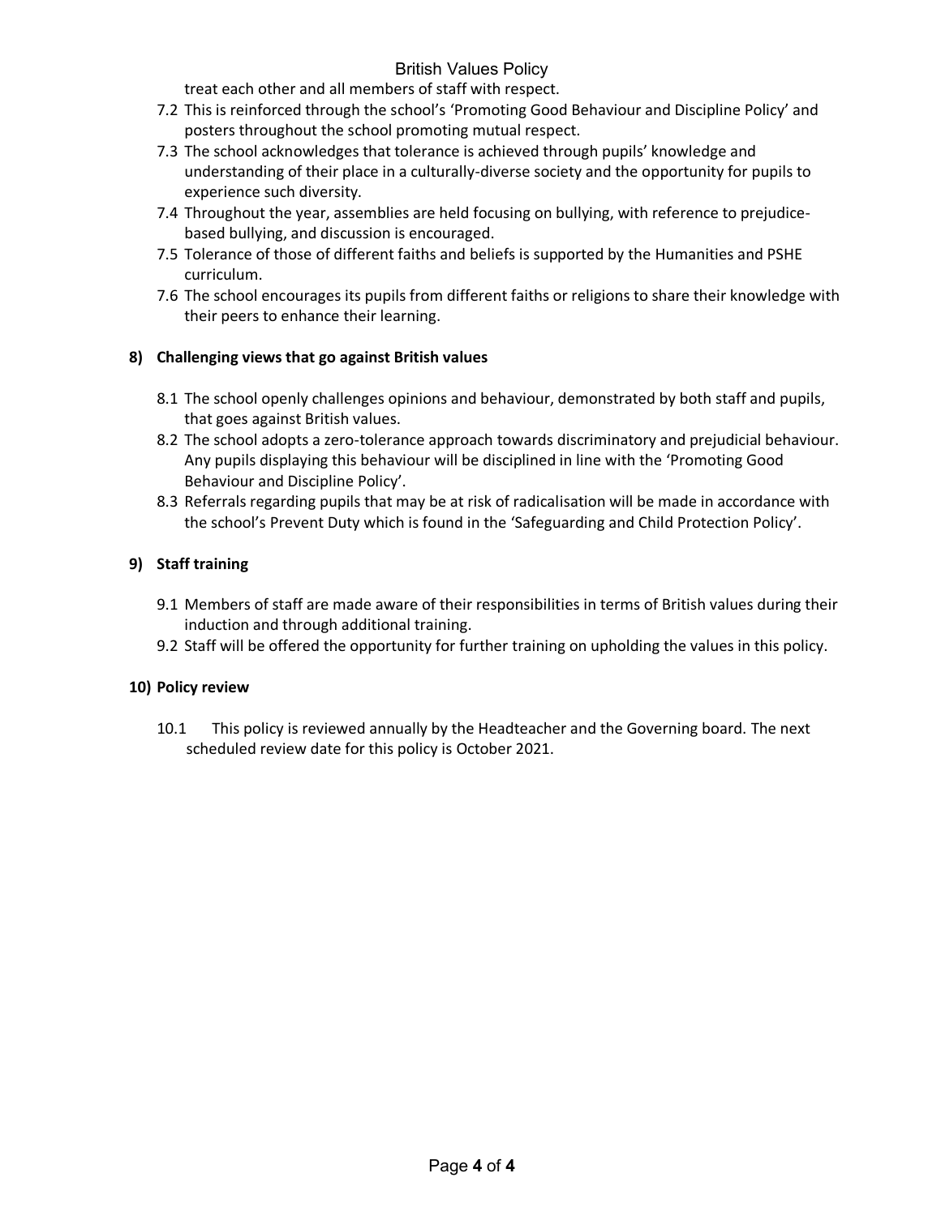treat each other and all members of staff with respect.

7.2 This is reinforced through the school's 'Promoting Good Behaviour and Discipline Policy' and posters throughout the school promoting mutual respect.

7.3 The school acknowledges that tolerance is achieved through pupils' knowledge and understanding of their place in a culturally-diverse society and the opportunity for pupils to experience such diversity.

7.4 Throughout the year, assemblies are held focusing on bullying, with reference to prejudice-based bullying, and discussion is encouraged.

7.5 Tolerance of those of different faiths and beliefs is supported by the Humanities and PSHE curriculum.

7.6 The school encourages its pupils from different faiths or religions to share their knowledge with their peers to enhance their learning.

## 8) Challenging views that go against British values

8.1 The school openly challenges opinions and behaviour, demonstrated by both staff and pupils, that goes against British values.

8.2 The school adopts a zero-tolerance approach towards discriminatory and prejudicial behaviour. Any pupils displaying this behaviour will be disciplined in line with the 'Promoting Good Behaviour and Discipline Policy'.

8.3 Referrals regarding pupils that may be at risk of radicalisation will be made in accordance with the school's Prevent Duty which is found in the 'Safeguarding and Child Protection Policy'.

## 9) Staff training

9.1 Members of staff are made aware of their responsibilities in terms of British values during their induction and through additional training.

9.2 Staff will be offered the opportunity for further training on upholding the values in this policy.

## 10) Policy review

10.1 This policy is reviewed annually by the Headteacher and the Governing board. The next scheduled review date for this policy is October 2021.